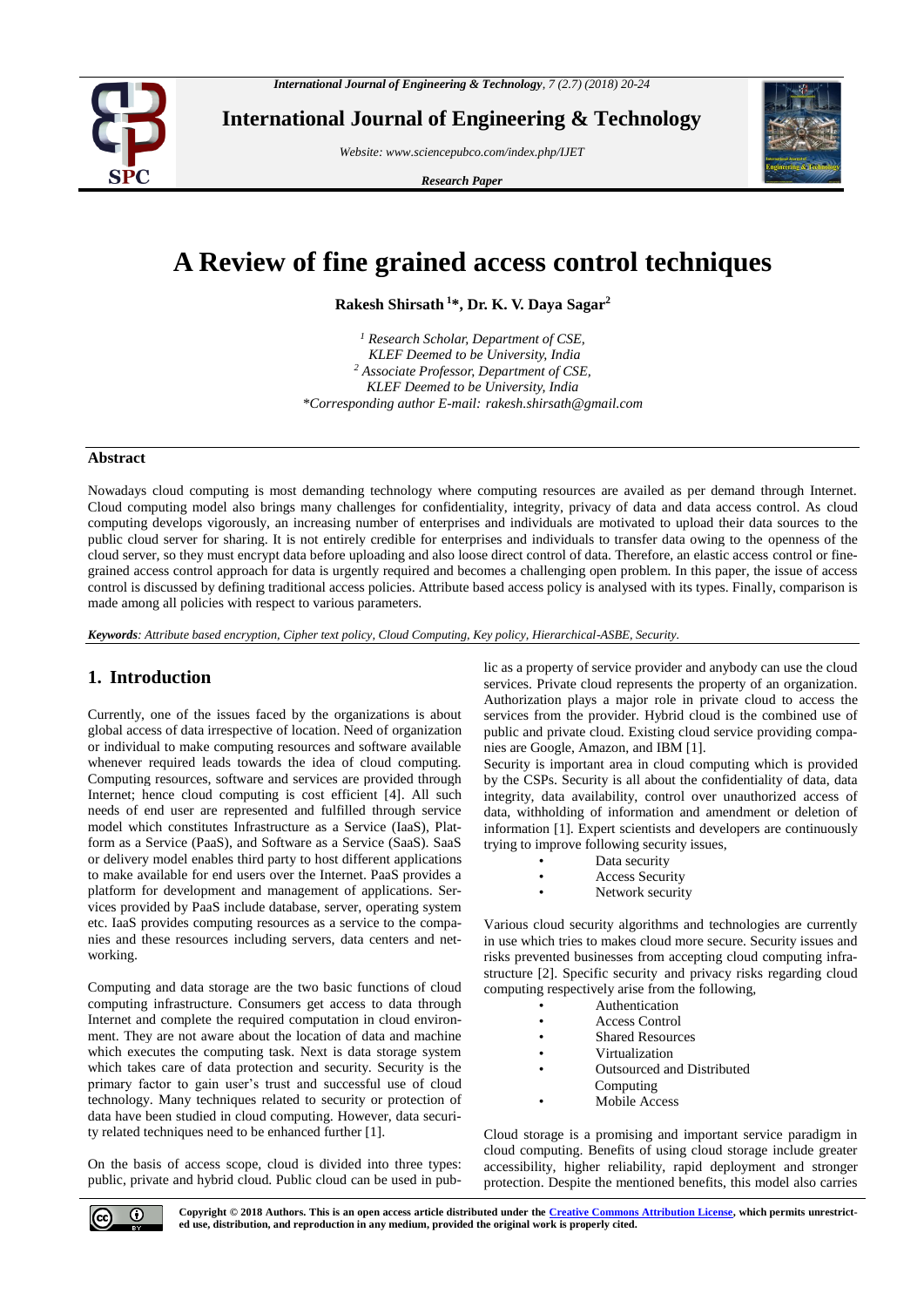# A Review of fine grained access control techniques

**Rakesh Shirsath [1]\*, Dr. K. V. Daya Sagar[2]**

*[1] Research Scholar, Department of CSE,*
*KLEF Deemed to be University, India*
*[2] Associate Professor, Department of CSE,*
*KLEF Deemed to be University, India*
*\*Corresponding author E-mail: rakesh.shirsath@gmail.com*

## Abstract

Nowadays cloud computing is most demanding technology where computing resources are availed as per demand through Internet. Cloud computing model also brings many challenges for confidentiality, integrity, privacy of data and data access control. As cloud computing develops vigorously, an increasing number of enterprises and individuals are motivated to upload their data sources to the public cloud server for sharing. It is not entirely credible for enterprises and individuals to transfer data owing to the openness of the cloud server, so they must encrypt data before uploading and also loose direct control of data. Therefore, an elastic access control or fine-grained access control approach for data is urgently required and becomes a challenging open problem. In this paper, the issue of access control is discussed by defining traditional access policies. Attribute based access policy is analysed with its types. Finally, comparison is made among all policies with respect to various parameters.

***Keywords**: Attribute based encryption, Cipher text policy, Cloud Computing, Key policy, Hierarchical-ASBE, Security.*

## 1. Introduction

Currently, one of the issues faced by the organizations is about global access of data irrespective of location. Need of organization or individual to make computing resources and software available whenever required leads towards the idea of cloud computing. Computing resources, software and services are provided through Internet; hence cloud computing is cost efficient [4]. All such needs of end user are represented and fulfilled through service model which constitutes Infrastructure as a Service (IaaS), Platform as a Service (PaaS), and Software as a Service (SaaS). SaaS or delivery model enables third party to host different applications to make available for end users over the Internet. PaaS provides a platform for development and management of applications. Services provided by PaaS include database, server, operating system etc. IaaS provides computing resources as a service to the companies and these resources including servers, data centers and networking.

Computing and data storage are the two basic functions of cloud computing infrastructure. Consumers get access to data through Internet and complete the required computation in cloud environment. They are not aware about the location of data and machine which executes the computing task. Next is data storage system which takes care of data protection and security. Security is the primary factor to gain user's trust and successful use of cloud technology. Many techniques related to security or protection of data have been studied in cloud computing. However, data security related techniques need to be enhanced further [1].

On the basis of access scope, cloud is divided into three types: public, private and hybrid cloud. Public cloud can be used in public as a property of service provider and anybody can use the cloud services. Private cloud represents the property of an organization. Authorization plays a major role in private cloud to access the services from the provider. Hybrid cloud is the combined use of public and private cloud. Existing cloud service providing companies are Google, Amazon, and IBM [1].

Security is important area in cloud computing which is provided by the CSPs. Security is all about the confidentiality of data, data integrity, data availability, control over unauthorized access of data, withholding of information and amendment or deletion of information [1]. Expert scientists and developers are continuously trying to improve following security issues,

- Data security
- Access Security
- Network security

Various cloud security algorithms and technologies are currently in use which tries to makes cloud more secure. Security issues and risks prevented businesses from accepting cloud computing infrastructure [2]. Specific security and privacy risks regarding cloud computing respectively arise from the following,

- Authentication
- Access Control
- Shared Resources
- Virtualization
- Outsourced and Distributed Computing
- Mobile Access

Cloud storage is a promising and important service paradigm in cloud computing. Benefits of using cloud storage include greater accessibility, higher reliability, rapid deployment and stronger protection. Despite the mentioned benefits, this model also carries

**Copyright © 2018 Authors. This is an open access article distributed under the Creative Commons Attribution License, which permits unrestricted use, distribution, and reproduction in any medium, provided the original work is properly cited.**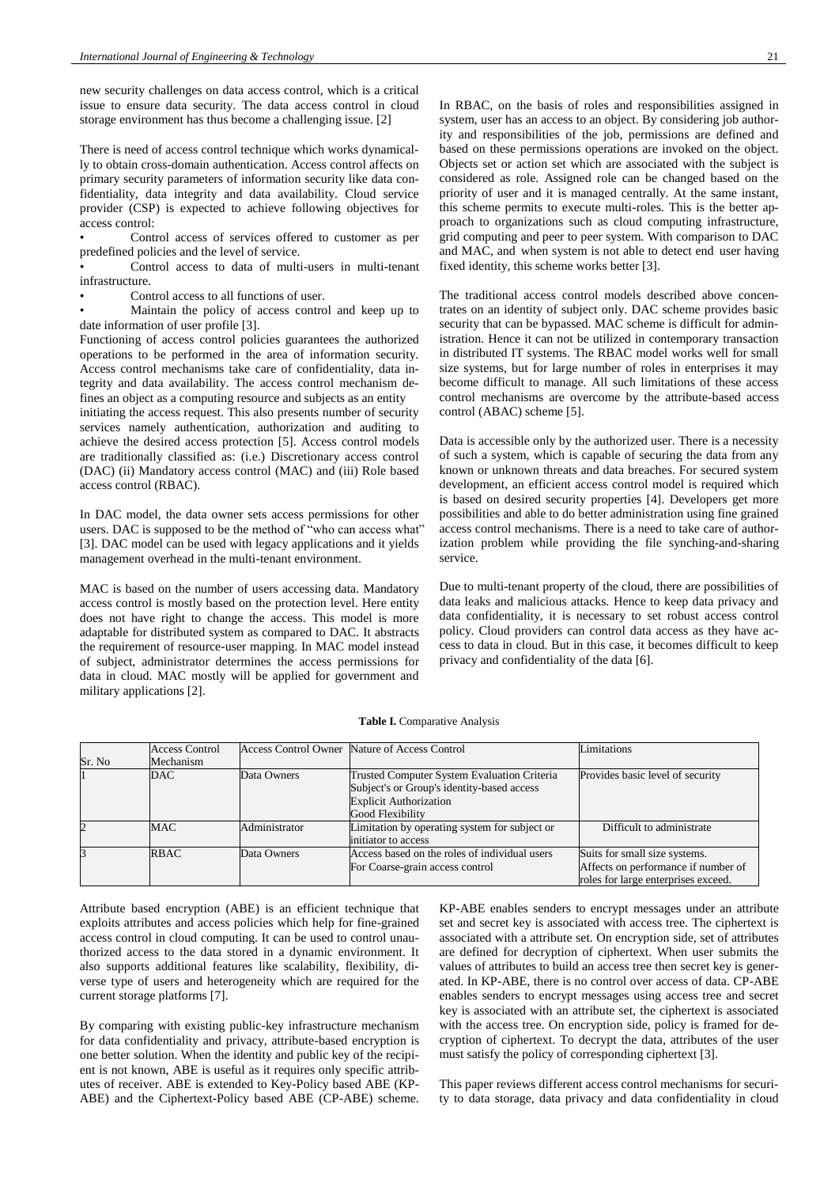new security challenges on data access control, which is a critical issue to ensure data security. The data access control in cloud storage environment has thus become a challenging issue. [2]

There is need of access control technique which works dynamically to obtain cross-domain authentication. Access control affects on primary security parameters of information security like data confidentiality, data integrity and data availability. Cloud service provider (CSP) is expected to achieve following objectives for access control:

- Control access of services offered to customer as per predefined policies and the level of service.
- Control access to data of multi-users in multi-tenant infrastructure.
- Control access to all functions of user.
- Maintain the policy of access control and keep up to date information of user profile [3].

Functioning of access control policies guarantees the authorized operations to be performed in the area of information security. Access control mechanisms take care of confidentiality, data integrity and data availability. The access control mechanism defines an object as a computing resource and subjects as an entity initiating the access request. This also presents number of security services namely authentication, authorization and auditing to achieve the desired access protection [5]. Access control models are traditionally classified as: (i.e.) Discretionary access control (DAC) (ii) Mandatory access control (MAC) and (iii) Role based access control (RBAC).

In DAC model, the data owner sets access permissions for other users. DAC is supposed to be the method of "who can access what" [3]. DAC model can be used with legacy applications and it yields management overhead in the multi-tenant environment.

MAC is based on the number of users accessing data. Mandatory access control is mostly based on the protection level. Here entity does not have right to change the access. This model is more adaptable for distributed system as compared to DAC. It abstracts the requirement of resource-user mapping. In MAC model instead of subject, administrator determines the access permissions for data in cloud. MAC mostly will be applied for government and military applications [2].

In RBAC, on the basis of roles and responsibilities assigned in system, user has an access to an object. By considering job authority and responsibilities of the job, permissions are defined and based on these permissions operations are invoked on the object. Objects set or action set which are associated with the subject is considered as role. Assigned role can be changed based on the priority of user and it is managed centrally. At the same instant, this scheme permits to execute multi-roles. This is the better approach to organizations such as cloud computing infrastructure, grid computing and peer to peer system. With comparison to DAC and MAC, and when system is not able to detect end user having fixed identity, this scheme works better [3].

The traditional access control models described above concentrates on an identity of subject only. DAC scheme provides basic security that can be bypassed. MAC scheme is difficult for administration. Hence it can not be utilized in contemporary transaction in distributed IT systems. The RBAC model works well for small size systems, but for large number of roles in enterprises it may become difficult to manage. All such limitations of these access control mechanisms are overcome by the attribute-based access control (ABAC) scheme [5].

Data is accessible only by the authorized user. There is a necessity of such a system, which is capable of securing the data from any known or unknown threats and data breaches. For secured system development, an efficient access control model is required which is based on desired security properties [4]. Developers get more possibilities and able to do better administration using fine grained access control mechanisms. There is a need to take care of authorization problem while providing the file synching-and-sharing service.

Due to multi-tenant property of the cloud, there are possibilities of data leaks and malicious attacks. Hence to keep data privacy and data confidentiality, it is necessary to set robust access control policy. Cloud providers can control data access as they have access to data in cloud. But in this case, it becomes difficult to keep privacy and confidentiality of the data [6].

**Table I.** Comparative Analysis

| Sr. No | Access Control Mechanism | Access Control Owner | Nature of Access Control | Limitations |
|---|---|---|---|---|
| 1 | DAC | Data Owners | Trusted Computer System Evaluation Criteria<br>Subject's or Group's identity-based access<br>Explicit Authorization<br>Good Flexibility | Provides basic level of security |
| 2 | MAC | Administrator | Limitation by operating system for subject or initiator to access | Difficult to administrate |
| 3 | RBAC | Data Owners | Access based on the roles of individual users<br>For Coarse-grain access control | Suits for small size systems.<br>Affects on performance if number of roles for large enterprises exceed. |

Attribute based encryption (ABE) is an efficient technique that exploits attributes and access policies which help for fine-grained access control in cloud computing. It can be used to control unauthorized access to the data stored in a dynamic environment. It also supports additional features like scalability, flexibility, diverse type of users and heterogeneity which are required for the current storage platforms [7].

By comparing with existing public-key infrastructure mechanism for data confidentiality and privacy, attribute-based encryption is one better solution. When the identity and public key of the recipient is not known, ABE is useful as it requires only specific attributes of receiver. ABE is extended to Key-Policy based ABE (KP-ABE) and the Ciphertext-Policy based ABE (CP-ABE) scheme. KP-ABE enables senders to encrypt messages under an attribute set and secret key is associated with access tree. The ciphertext is associated with a attribute set. On encryption side, set of attributes are defined for decryption of ciphertext. When user submits the values of attributes to build an access tree then secret key is generated. In KP-ABE, there is no control over access of data. CP-ABE enables senders to encrypt messages using access tree and secret key is associated with an attribute set, the ciphertext is associated with the access tree. On encryption side, policy is framed for decryption of ciphertext. To decrypt the data, attributes of the user must satisfy the policy of corresponding ciphertext [3].

This paper reviews different access control mechanisms for security to data storage, data privacy and data confidentiality in cloud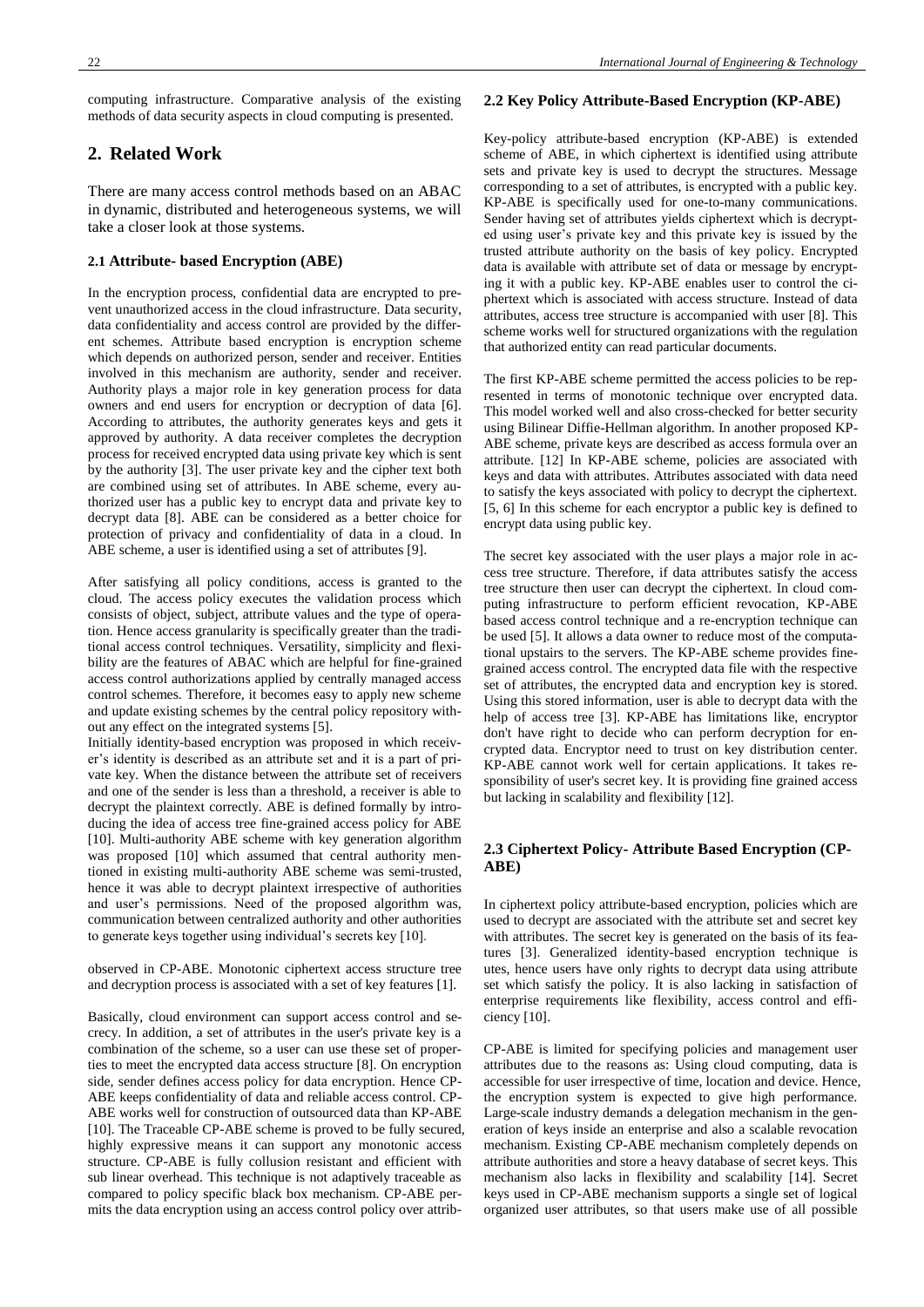computing infrastructure. Comparative analysis of the existing methods of data security aspects in cloud computing is presented.

## 2. Related Work

There are many access control methods based on an ABAC in dynamic, distributed and heterogeneous systems, we will take a closer look at those systems.

### 2.1 Attribute- based Encryption (ABE)

In the encryption process, confidential data are encrypted to prevent unauthorized access in the cloud infrastructure. Data security, data confidentiality and access control are provided by the different schemes. Attribute based encryption is encryption scheme which depends on authorized person, sender and receiver. Entities involved in this mechanism are authority, sender and receiver. Authority plays a major role in key generation process for data owners and end users for encryption or decryption of data [6]. According to attributes, the authority generates keys and gets it approved by authority. A data receiver completes the decryption process for received encrypted data using private key which is sent by the authority [3]. The user private key and the cipher text both are combined using set of attributes. In ABE scheme, every authorized user has a public key to encrypt data and private key to decrypt data [8]. ABE can be considered as a better choice for protection of privacy and confidentiality of data in a cloud. In ABE scheme, a user is identified using a set of attributes [9].

After satisfying all policy conditions, access is granted to the cloud. The access policy executes the validation process which consists of object, subject, attribute values and the type of operation. Hence access granularity is specifically greater than the traditional access control techniques. Versatility, simplicity and flexibility are the features of ABAC which are helpful for fine-grained access control authorizations applied by centrally managed access control schemes. Therefore, it becomes easy to apply new scheme and update existing schemes by the central policy repository without any effect on the integrated systems [5].

Initially identity-based encryption was proposed in which receiver's identity is described as an attribute set and it is a part of private key. When the distance between the attribute set of receivers and one of the sender is less than a threshold, a receiver is able to decrypt the plaintext correctly. ABE is defined formally by introducing the idea of access tree fine-grained access policy for ABE [10]. Multi-authority ABE scheme with key generation algorithm was proposed [10] which assumed that central authority mentioned in existing multi-authority ABE scheme was semi-trusted, hence it was able to decrypt plaintext irrespective of authorities and user's permissions. Need of the proposed algorithm was, communication between centralized authority and other authorities to generate keys together using individual's secrets key [10].

observed in CP-ABE. Monotonic ciphertext access structure tree and decryption process is associated with a set of key features [1].

Basically, cloud environment can support access control and secrecy. In addition, a set of attributes in the user's private key is a combination of the scheme, so a user can use these set of properties to meet the encrypted data access structure [8]. On encryption side, sender defines access policy for data encryption. Hence CP-ABE keeps confidentiality of data and reliable access control. CP-ABE works well for construction of outsourced data than KP-ABE [10]. The Traceable CP-ABE scheme is proved to be fully secured, highly expressive means it can support any monotonic access structure. CP-ABE is fully collusion resistant and efficient with sub linear overhead. This technique is not adaptively traceable as compared to policy specific black box mechanism. CP-ABE permits the data encryption using an access control policy over attrib-

### 2.2 Key Policy Attribute-Based Encryption (KP-ABE)

Key-policy attribute-based encryption (KP-ABE) is extended scheme of ABE, in which ciphertext is identified using attribute sets and private key is used to decrypt the structures. Message corresponding to a set of attributes, is encrypted with a public key. KP-ABE is specifically used for one-to-many communications. Sender having set of attributes yields ciphertext which is decrypted using user's private key and this private key is issued by the trusted attribute authority on the basis of key policy. Encrypted data is available with attribute set of data or message by encrypting it with a public key. KP-ABE enables user to control the ciphertext which is associated with access structure. Instead of data attributes, access tree structure is accompanied with user [8]. This scheme works well for structured organizations with the regulation that authorized entity can read particular documents.

The first KP-ABE scheme permitted the access policies to be represented in terms of monotonic technique over encrypted data. This model worked well and also cross-checked for better security using Bilinear Diffie-Hellman algorithm. In another proposed KP-ABE scheme, private keys are described as access formula over an attribute. [12] In KP-ABE scheme, policies are associated with keys and data with attributes. Attributes associated with data need to satisfy the keys associated with policy to decrypt the ciphertext. [5, 6] In this scheme for each encryptor a public key is defined to encrypt data using public key.

The secret key associated with the user plays a major role in access tree structure. Therefore, if data attributes satisfy the access tree structure then user can decrypt the ciphertext. In cloud computing infrastructure to perform efficient revocation, KP-ABE based access control technique and a re-encryption technique can be used [5]. It allows a data owner to reduce most of the computational upstairs to the servers. The KP-ABE scheme provides fine-grained access control. The encrypted data file with the respective set of attributes, the encrypted data and encryption key is stored. Using this stored information, user is able to decrypt data with the help of access tree [3]. KP-ABE has limitations like, encryptor don't have right to decide who can perform decryption for encrypted data. Encryptor need to trust on key distribution center. KP-ABE cannot work well for certain applications. It takes responsibility of user's secret key. It is providing fine grained access but lacking in scalability and flexibility [12].

### 2.3 Ciphertext Policy- Attribute Based Encryption (CP-ABE)

In ciphertext policy attribute-based encryption, policies which are used to decrypt are associated with the attribute set and secret key with attributes. The secret key is generated on the basis of its features [3]. Generalized identity-based encryption technique is utes, hence users have only rights to decrypt data using attribute set which satisfy the policy. It is also lacking in satisfaction of enterprise requirements like flexibility, access control and efficiency [10].

CP-ABE is limited for specifying policies and management user attributes due to the reasons as: Using cloud computing, data is accessible for user irrespective of time, location and device. Hence, the encryption system is expected to give high performance. Large-scale industry demands a delegation mechanism in the generation of keys inside an enterprise and also a scalable revocation mechanism. Existing CP-ABE mechanism completely depends on attribute authorities and store a heavy database of secret keys. This mechanism also lacks in flexibility and scalability [14]. Secret keys used in CP-ABE mechanism supports a single set of logical organized user attributes, so that users make use of all possible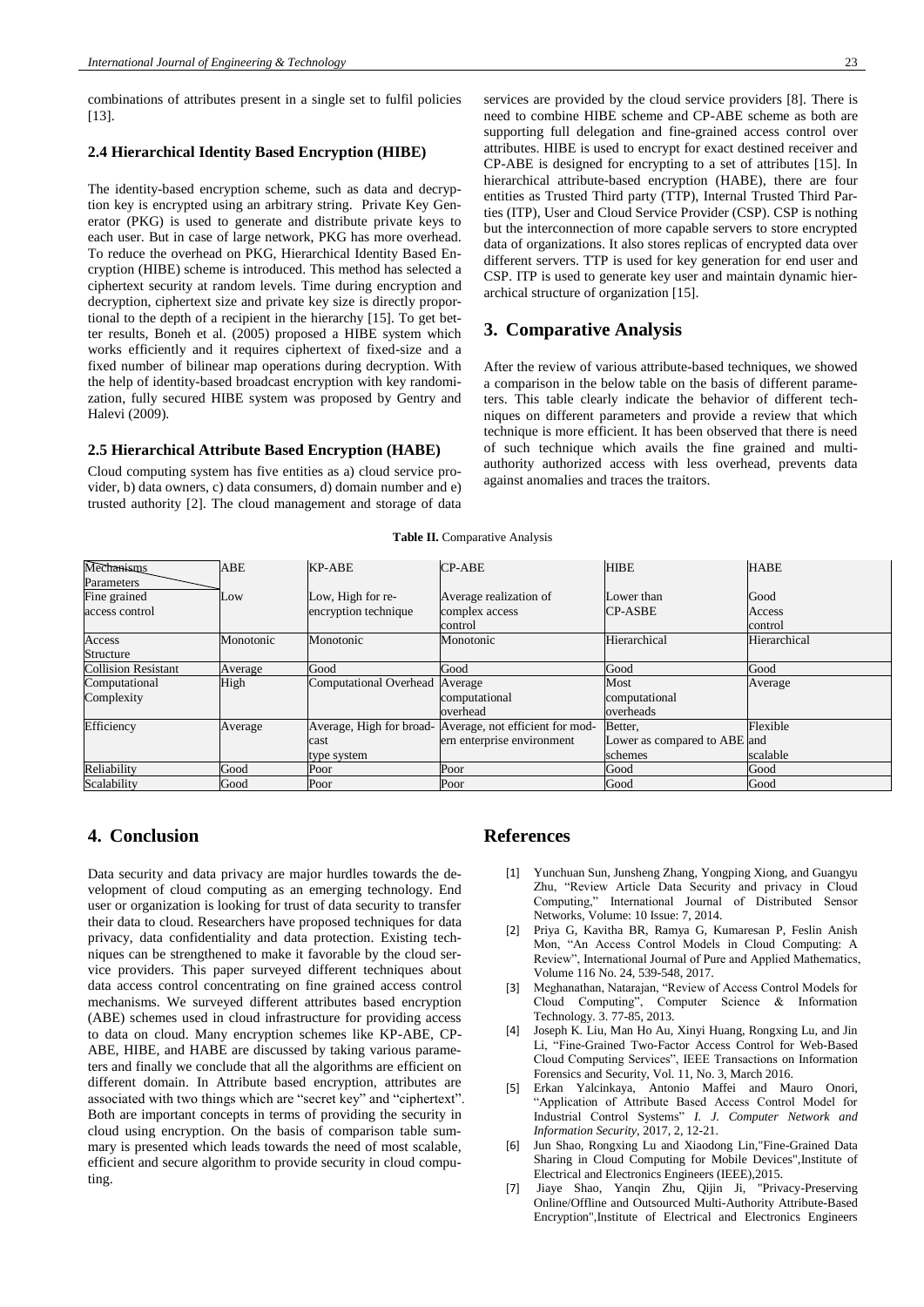combinations of attributes present in a single set to fulfil policies [13].

### 2.4 Hierarchical Identity Based Encryption (HIBE)

The identity-based encryption scheme, such as data and decryption key is encrypted using an arbitrary string. Private Key Generator (PKG) is used to generate and distribute private keys to each user. But in case of large network, PKG has more overhead. To reduce the overhead on PKG, Hierarchical Identity Based Encryption (HIBE) scheme is introduced. This method has selected a ciphertext security at random levels. Time during encryption and decryption, ciphertext size and private key size is directly proportional to the depth of a recipient in the hierarchy [15]. To get better results, Boneh et al. (2005) proposed a HIBE system which works efficiently and it requires ciphertext of fixed-size and a fixed number of bilinear map operations during decryption. With the help of identity-based broadcast encryption with key randomization, fully secured HIBE system was proposed by Gentry and Halevi (2009).

### 2.5 Hierarchical Attribute Based Encryption (HABE)

Cloud computing system has five entities as a) cloud service provider, b) data owners, c) data consumers, d) domain number and e) trusted authority [2]. The cloud management and storage of data services are provided by the cloud service providers [8]. There is need to combine HIBE scheme and CP-ABE scheme as both are supporting full delegation and fine-grained access control over attributes. HIBE is used to encrypt for exact destined receiver and CP-ABE is designed for encrypting to a set of attributes [15]. In hierarchical attribute-based encryption (HABE), there are four entities as Trusted Third party (TTP), Internal Trusted Third Parties (ITP), User and Cloud Service Provider (CSP). CSP is nothing but the interconnection of more capable servers to store encrypted data of organizations. It also stores replicas of encrypted data over different servers. TTP is used for key generation for end user and CSP. ITP is used to generate key user and maintain dynamic hierarchical structure of organization [15].

## 3. Comparative Analysis

After the review of various attribute-based techniques, we showed a comparison in the below table on the basis of different parameters. This table clearly indicate the behavior of different techniques on different parameters and provide a review that which technique is more efficient. It has been observed that there is need of such technique which avails the fine grained and multi-authority authorized access with less overhead, prevents data against anomalies and traces the traitors.

**Table II.** Comparative Analysis

| Mechanisms / Parameters | ABE | KP-ABE | CP-ABE | HIBE | HABE |
|---|---|---|---|---|---|
| Fine grained access control | Low | Low, High for re-encryption technique | Average realization of complex access control | Lower than CP-ASBE | Good Access control |
| Access Structure | Monotonic | Monotonic | Monotonic | Hierarchical | Hierarchical |
| Collision Resistant | Average | Good | Good | Good | Good |
| Computational Complexity | High | Computational Overhead | Average computational overhead | Most computational overheads | Average |
| Efficiency | Average | Average, High for broadcast type system | Average, not efficient for modern enterprise environment | Better, Lower as compared to ABE schemes | and Flexible scalable |
| Reliability | Good | Poor | Poor | Good | Good |
| Scalability | Good | Poor | Poor | Good | Good |

## 4. Conclusion

Data security and data privacy are major hurdles towards the development of cloud computing as an emerging technology. End user or organization is looking for trust of data security to transfer their data to cloud. Researchers have proposed techniques for data privacy, data confidentiality and data protection. Existing techniques can be strengthened to make it favorable by the cloud service providers. This paper surveyed different techniques about data access control concentrating on fine grained access control mechanisms. We surveyed different attributes based encryption (ABE) schemes used in cloud infrastructure for providing access to data on cloud. Many encryption schemes like KP-ABE, CP-ABE, HIBE, and HABE are discussed by taking various parameters and finally we conclude that all the algorithms are efficient on different domain. In Attribute based encryption, attributes are associated with two things which are "secret key" and "ciphertext". Both are important concepts in terms of providing the security in cloud using encryption. On the basis of comparison table summary is presented which leads towards the need of most scalable, efficient and secure algorithm to provide security in cloud computing.

## References

[1] Yunchuan Sun, Junsheng Zhang, Yongping Xiong, and Guangyu Zhu, "Review Article Data Security and privacy in Cloud Computing," International Journal of Distributed Sensor Networks, Volume: 10 Issue: 7, 2014.

[2] Priya G, Kavitha BR, Ramya G, Kumaresan P, Feslin Anish Mon, "An Access Control Models in Cloud Computing: A Review", International Journal of Pure and Applied Mathematics, Volume 116 No. 24, 539-548, 2017.

[3] Meghanathan, Natarajan, "Review of Access Control Models for Cloud Computing", Computer Science & Information Technology. 3. 77-85, 2013.

[4] Joseph K. Liu, Man Ho Au, Xinyi Huang, Rongxing Lu, and Jin Li, "Fine-Grained Two-Factor Access Control for Web-Based Cloud Computing Services", IEEE Transactions on Information Forensics and Security, Vol. 11, No. 3, March 2016.

[5] Erkan Yalcinkaya, Antonio Maffei and Mauro Onori, "Application of Attribute Based Access Control Model for Industrial Control Systems" *I. J. Computer Network and Information Security*, 2017, 2, 12-21.

[6] Jun Shao, Rongxing Lu and Xiaodong Lin,"Fine-Grained Data Sharing in Cloud Computing for Mobile Devices",Institute of Electrical and Electronics Engineers (IEEE),2015.

[7] Jiaye Shao, Yanqin Zhu, Qijin Ji, "Privacy-Preserving Online/Offline and Outsourced Multi-Authority Attribute-Based Encryption",Institute of Electrical and Electronics Engineers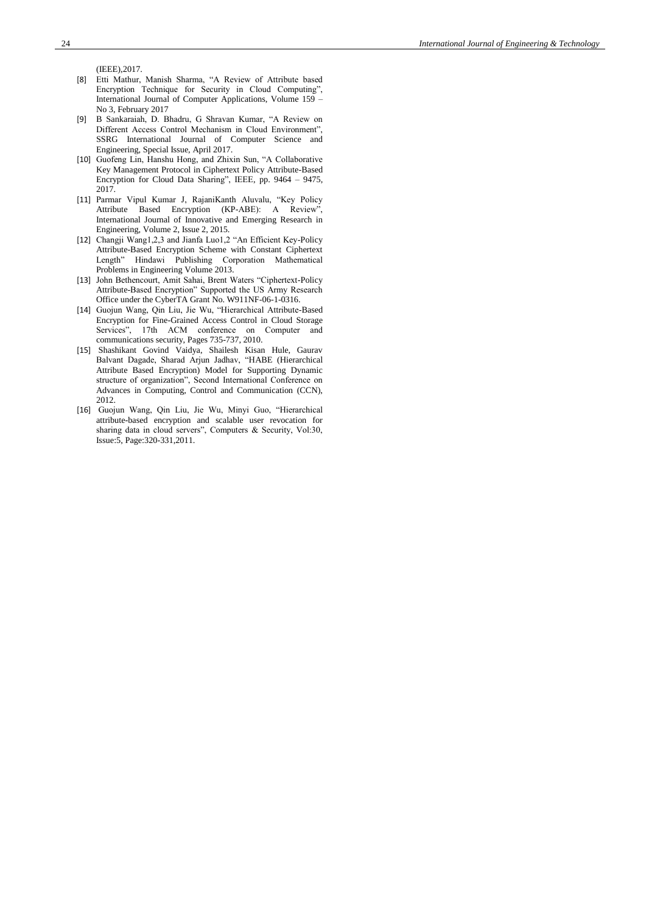(IEEE),2017.

[8] Etti Mathur, Manish Sharma, "A Review of Attribute based Encryption Technique for Security in Cloud Computing", International Journal of Computer Applications, Volume 159 – No 3, February 2017

[9] B Sankaraiah, D. Bhadru, G Shravan Kumar, "A Review on Different Access Control Mechanism in Cloud Environment", SSRG International Journal of Computer Science and Engineering, Special Issue, April 2017.

[10] Guofeng Lin, Hanshu Hong, and Zhixin Sun, "A Collaborative Key Management Protocol in Ciphertext Policy Attribute-Based Encryption for Cloud Data Sharing", IEEE, pp. 9464 – 9475, 2017.

[11] Parmar Vipul Kumar J, RajaniKanth Aluvalu, "Key Policy Attribute Based Encryption (KP-ABE): A Review", International Journal of Innovative and Emerging Research in Engineering, Volume 2, Issue 2, 2015.

[12] Changji Wang1,2,3 and Jianfa Luo1,2 "An Efficient Key-Policy Attribute-Based Encryption Scheme with Constant Ciphertext Length" Hindawi Publishing Corporation Mathematical Problems in Engineering Volume 2013.

[13] John Bethencourt, Amit Sahai, Brent Waters "Ciphertext-Policy Attribute-Based Encryption" Supported the US Army Research Office under the CyberTA Grant No. W911NF-06-1-0316.

[14] Guojun Wang, Qin Liu, Jie Wu, "Hierarchical Attribute-Based Encryption for Fine-Grained Access Control in Cloud Storage Services", 17th ACM conference on Computer and communications security, Pages 735-737, 2010.

[15] Shashikant Govind Vaidya, Shailesh Kisan Hule, Gaurav Balvant Dagade, Sharad Arjun Jadhav, "HABE (Hierarchical Attribute Based Encryption) Model for Supporting Dynamic structure of organization", Second International Conference on Advances in Computing, Control and Communication (CCN), 2012.

[16] Guojun Wang, Qin Liu, Jie Wu, Minyi Guo, "Hierarchical attribute-based encryption and scalable user revocation for sharing data in cloud servers", Computers & Security, Vol:30, Issue:5, Page:320-331,2011.